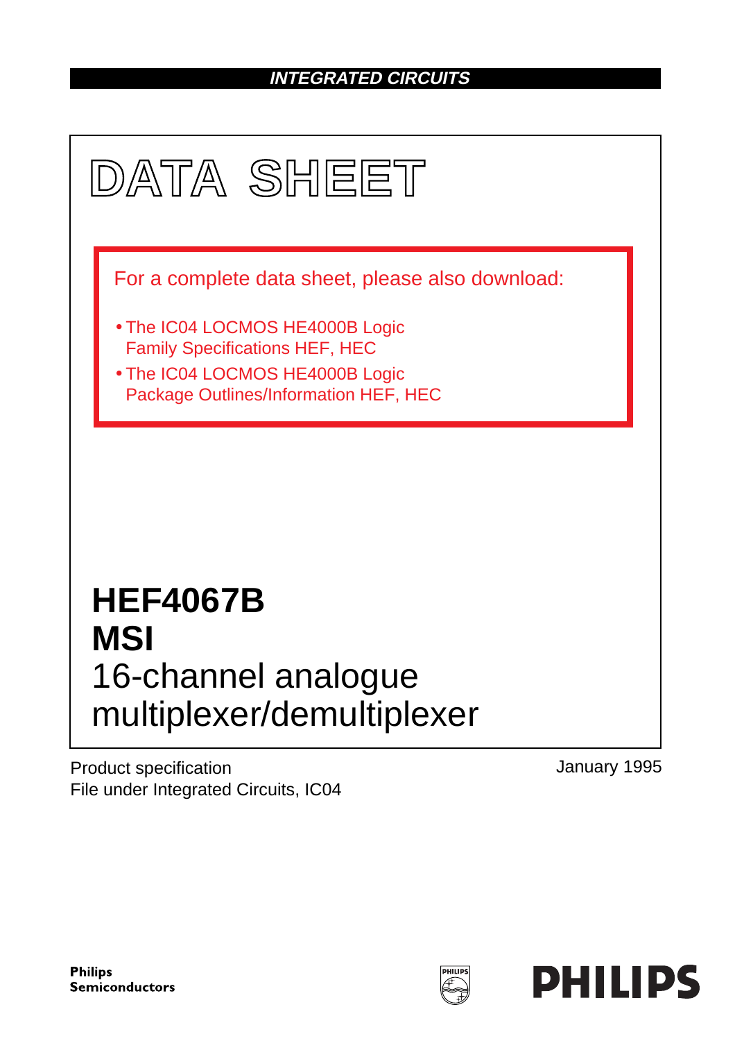**INTEGRATED CIRCUITS**

# DATA SHEET

For a complete data sheet, please also download:

- The IC04 LOCMOS HE4000B Logic Family Specifications HEF, HEC
- The IC04 LOCMOS HE4000B Logic Package Outlines/Information HEF, HEC

# HEF4067B
# MSI
## 16-channel analogue multiplexer/demultiplexer

Product specification
File under Integrated Circuits, IC04

January 1995

Philips Semiconductors

PHILIPS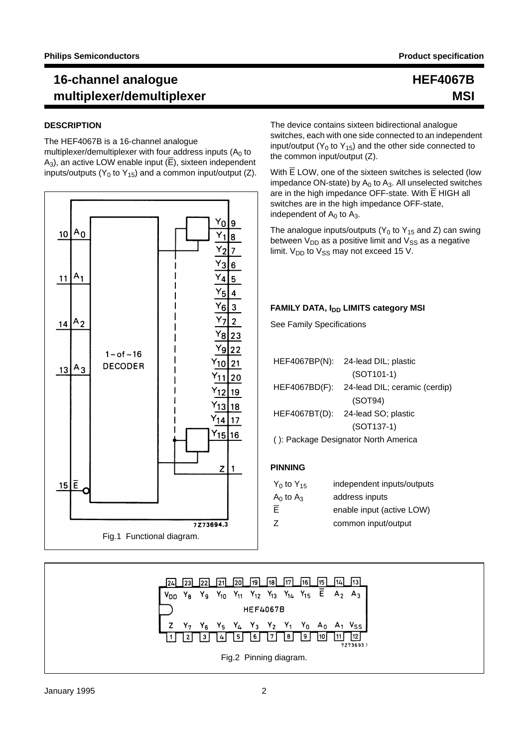# 16-channel analogue multiplexer/demultiplexer

# HEF4067B MSI

## DESCRIPTION

The HEF4067B is a 16-channel analogue multiplexer/demultiplexer with four address inputs ($A_0$ to $A_3$), an active LOW enable input ($\overline{E}$), sixteen independent inputs/outputs ($Y_0$ to $Y_{15}$) and a common input/output (Z).

Fig.1 Functional diagram.

The device contains sixteen bidirectional analogue switches, each with one side connected to an independent input/output ($Y_0$ to $Y_{15}$) and the other side connected to the common input/output (Z).

With $\overline{E}$ LOW, one of the sixteen switches is selected (low impedance ON-state) by $A_0$ to $A_3$. All unselected switches are in the high impedance OFF-state. With $\overline{E}$ HIGH all switches are in the high impedance OFF-state, independent of $A_0$ to $A_3$.

The analogue inputs/outputs ($Y_0$ to $Y_{15}$ and Z) can swing between $V_{DD}$ as a positive limit and $V_{SS}$ as a negative limit. $V_{DD}$ to $V_{SS}$ may not exceed 15 V.

## FAMILY DATA, $I_{DD}$ LIMITS category MSI

See Family Specifications

| | |
|---|---|
| HEF4067BP(N): | 24-lead DIL; plastic (SOT101-1) |
| HEF4067BD(F): | 24-lead DIL; ceramic (cerdip) (SOT94) |
| HEF4067BT(D): | 24-lead SO; plastic (SOT137-1) |

( ): Package Designator North America

## PINNING

| | |
|---|---|
| $Y_0$ to $Y_{15}$ | independent inputs/outputs |
| $A_0$ to $A_3$ | address inputs |
| $\overline{E}$ | enable input (active LOW) |
| Z | common input/output |

Fig.2 Pinning diagram.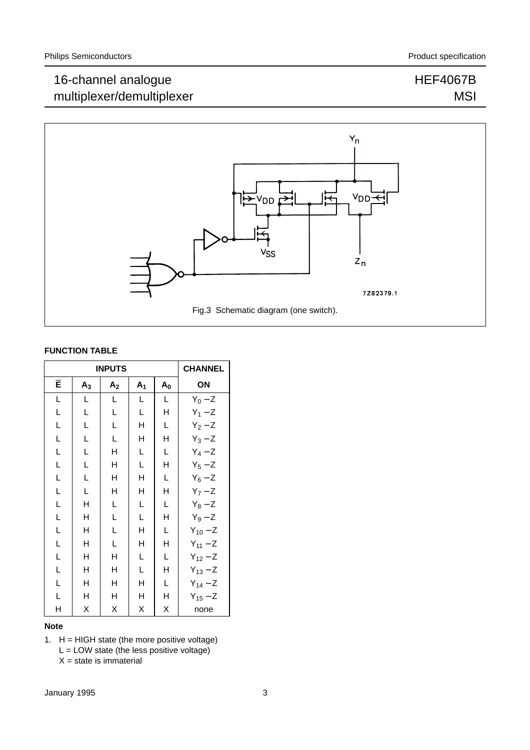Fig.3 Schematic diagram (one switch).

**FUNCTION TABLE**

| INPUTS | | | | | CHANNEL |
|---|---|---|---|---|---|
| $\overline{E}$ | $A_3$ | $A_2$ | $A_1$ | $A_0$ | ON |
| L | L | L | L | L | $Y_0 - Z$ |
| L | L | L | L | H | $Y_1 - Z$ |
| L | L | L | H | L | $Y_2 - Z$ |
| L | L | L | H | H | $Y_3 - Z$ |
| L | L | H | L | L | $Y_4 - Z$ |
| L | L | H | L | H | $Y_5 - Z$ |
| L | L | H | H | L | $Y_6 - Z$ |
| L | L | H | H | H | $Y_7 - Z$ |
| L | H | L | L | L | $Y_8 - Z$ |
| L | H | L | L | H | $Y_9 - Z$ |
| L | H | L | H | L | $Y_{10} - Z$ |
| L | H | L | H | H | $Y_{11} - Z$ |
| L | H | H | L | L | $Y_{12} - Z$ |
| L | H | H | L | H | $Y_{13} - Z$ |
| L | H | H | H | L | $Y_{14} - Z$ |
| L | H | H | H | H | $Y_{15} - Z$ |
| H | X | X | X | X | none |

**Note**

1. H = HIGH state (the more positive voltage)
   L = LOW state (the less positive voltage)
   X = state is immaterial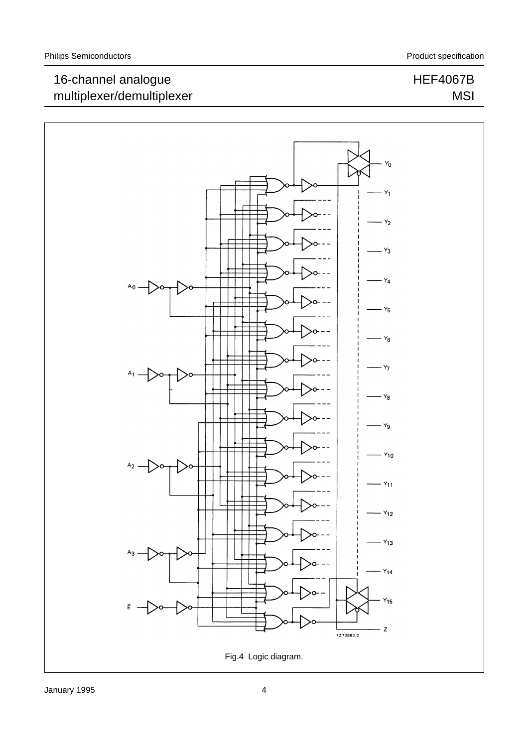Fig.4 Logic diagram.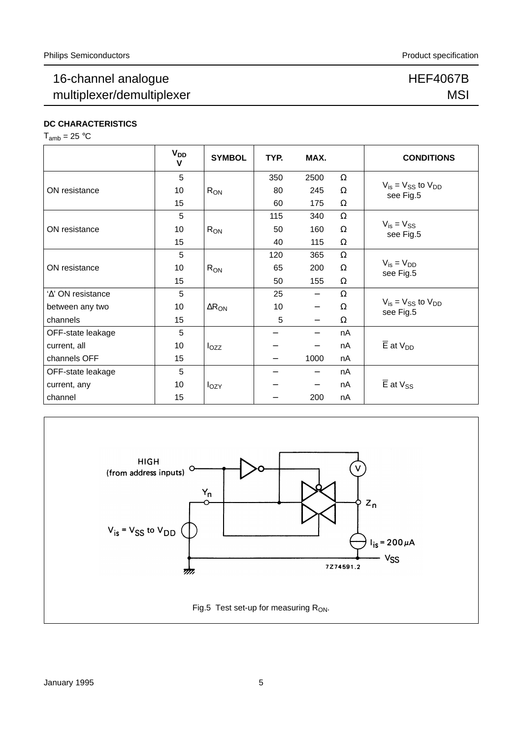## DC CHARACTERISTICS

$T_{amb}$ = 25 °C

| | $V_{DD}$ V | SYMBOL | TYP. | MAX. | | CONDITIONS |
|---|---|---|---|---|---|---|
| ON resistance | 5 | $R_{ON}$ | 350 | 2500 | Ω | $V_{is} = V_{SS}$ to $V_{DD}$ see Fig.5 |
| | 10 | | 80 | 245 | Ω | |
| | 15 | | 60 | 175 | Ω | |
| ON resistance | 5 | $R_{ON}$ | 115 | 340 | Ω | $V_{is} = V_{SS}$ see Fig.5 |
| | 10 | | 50 | 160 | Ω | |
| | 15 | | 40 | 115 | Ω | |
| ON resistance | 5 | $R_{ON}$ | 120 | 365 | Ω | $V_{is} = V_{DD}$ see Fig.5 |
| | 10 | | 65 | 200 | Ω | |
| | 15 | | 50 | 155 | Ω | |
| ‘Δ’ ON resistance between any two channels | 5 | $\Delta R_{ON}$ | 25 | – | Ω | $V_{is} = V_{SS}$ to $V_{DD}$ see Fig.5 |
| | 10 | | 10 | – | Ω | |
| | 15 | | 5 | – | Ω | |
| OFF-state leakage current, all channels OFF | 5 | $I_{OZZ}$ | – | – | nA | $\overline{E}$ at $V_{DD}$ |
| | 10 | | – | – | nA | |
| | 15 | | – | 1000 | nA | |
| OFF-state leakage current, any channel | 5 | $I_{OZY}$ | – | – | nA | $\overline{E}$ at $V_{SS}$ |
| | 10 | | – | – | nA | |
| | 15 | | – | 200 | nA | |

Fig.5 Test set-up for measuring $R_{ON}$.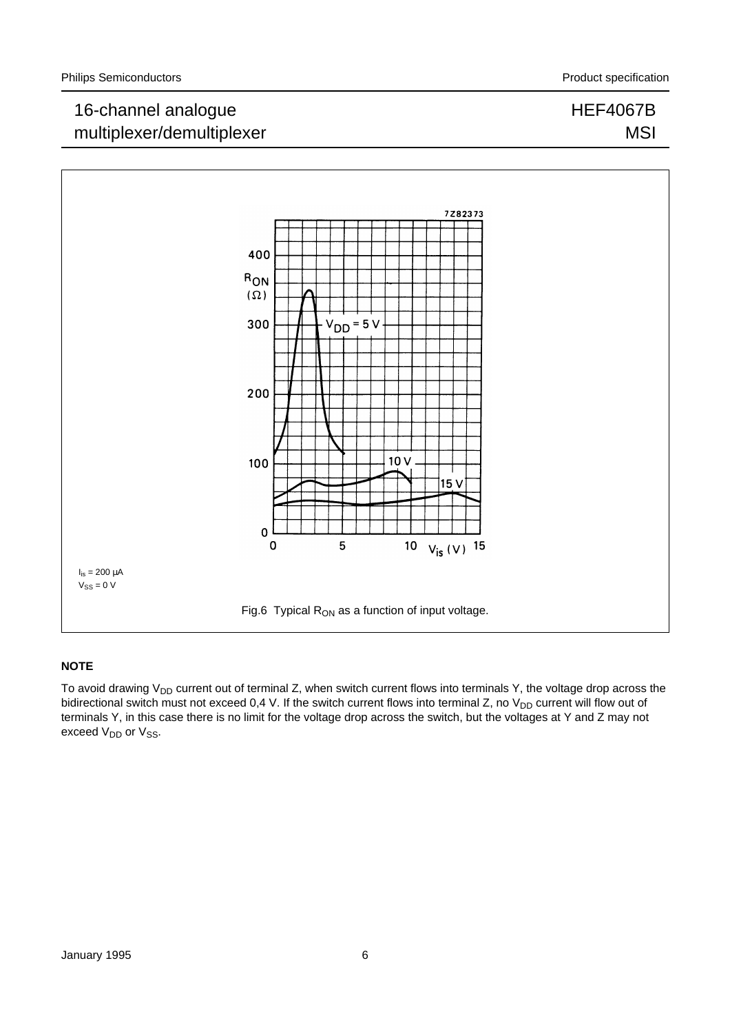$I_{is}$ = 200 μA

$V_{SS}$ = 0 V

Fig.6 Typical $R_{ON}$ as a function of input voltage.

**NOTE**

To avoid drawing $V_{DD}$ current out of terminal Z, when switch current flows into terminals Y, the voltage drop across the bidirectional switch must not exceed 0,4 V. If the switch current flows into terminal Z, no $V_{DD}$ current will flow out of terminals Y, in this case there is no limit for the voltage drop across the switch, but the voltages at Y and Z may not exceed $V_{DD}$ or $V_{SS}$.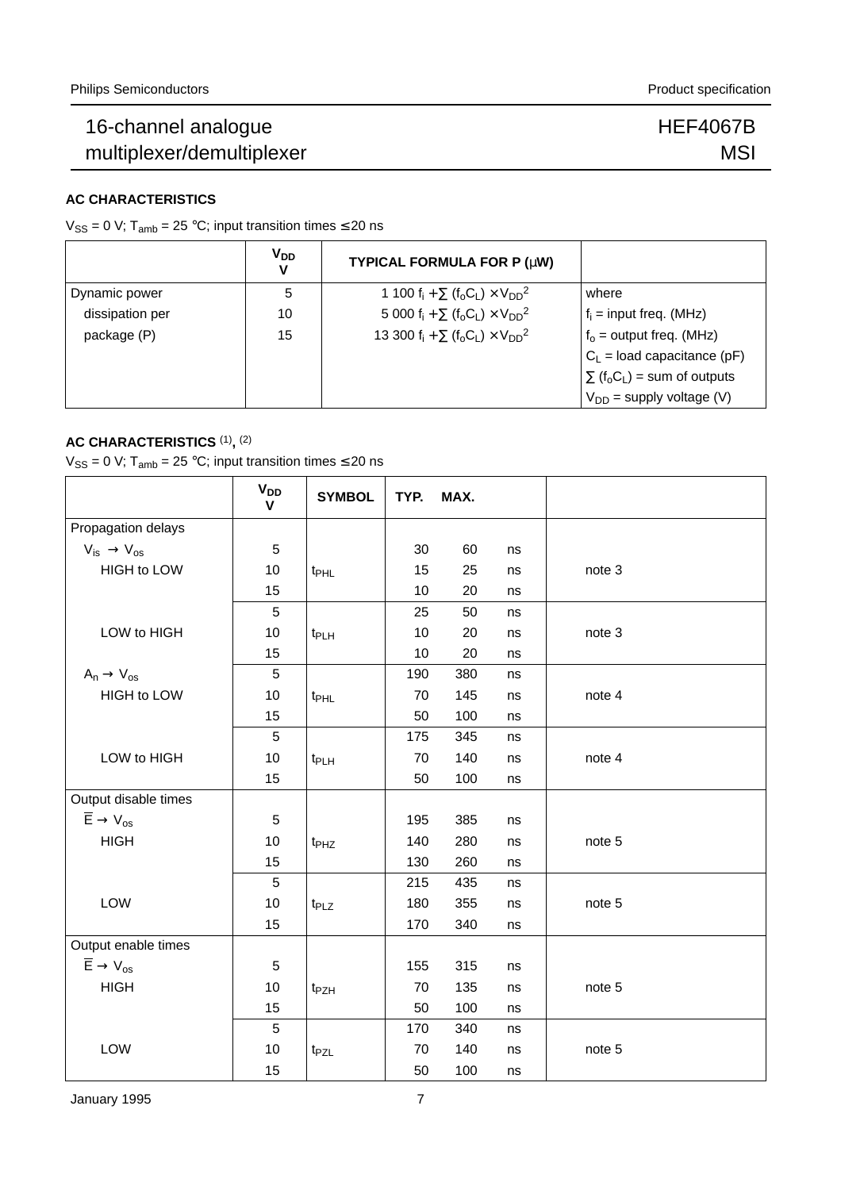#### AC CHARACTERISTICS

$V_{SS}$ = 0 V; $T_{amb}$ = 25 °C; input transition times ≤ 20 ns

| | $V_{DD}$ V | TYPICAL FORMULA FOR P (μW) | |
|---|---|---|---|
| Dynamic power | 5 | $1\,100\ f_i + \sum (f_o C_L) \times V_{DD}^2$ | where |
| dissipation per | 10 | $5\,000\ f_i + \sum (f_o C_L) \times V_{DD}^2$ | $f_i$ = input freq. (MHz) |
| package (P) | 15 | $13\,300\ f_i + \sum (f_o C_L) \times V_{DD}^2$ | $f_o$ = output freq. (MHz) |
| | | | $C_L$ = load capacitance (pF) |
| | | | $\sum (f_o C_L)$ = sum of outputs |
| | | | $V_{DD}$ = supply voltage (V) |

#### AC CHARACTERISTICS (1), (2)

$V_{SS}$ = 0 V; $T_{amb}$ = 25 °C; input transition times ≤ 20 ns

| | $V_{DD}$ V | SYMBOL | TYP. | MAX. | | |
|---|---|---|---|---|---|---|
| Propagation delays | | | | | | |
| $V_{is} \rightarrow V_{os}$ | 5 | | 30 | 60 | ns | |
| HIGH to LOW | 10 | $t_{PHL}$ | 15 | 25 | ns | note 3 |
| | 15 | | 10 | 20 | ns | |
| | 5 | | 25 | 50 | ns | |
| LOW to HIGH | 10 | $t_{PLH}$ | 10 | 20 | ns | note 3 |
| | 15 | | 10 | 20 | ns | |
| $A_n \rightarrow V_{os}$ | 5 | | 190 | 380 | ns | |
| HIGH to LOW | 10 | $t_{PHL}$ | 70 | 145 | ns | note 4 |
| | 15 | | 50 | 100 | ns | |
| | 5 | | 175 | 345 | ns | |
| LOW to HIGH | 10 | $t_{PLH}$ | 70 | 140 | ns | note 4 |
| | 15 | | 50 | 100 | ns | |
| Output disable times | | | | | | |
| $\overline{E} \rightarrow V_{os}$ | 5 | | 195 | 385 | ns | |
| HIGH | 10 | $t_{PHZ}$ | 140 | 280 | ns | note 5 |
| | 15 | | 130 | 260 | ns | |
| | 5 | | 215 | 435 | ns | |
| LOW | 10 | $t_{PLZ}$ | 180 | 355 | ns | note 5 |
| | 15 | | 170 | 340 | ns | |
| Output enable times | | | | | | |
| $\overline{E} \rightarrow V_{os}$ | 5 | | 155 | 315 | ns | |
| HIGH | 10 | $t_{PZH}$ | 70 | 135 | ns | note 5 |
| | 15 | | 50 | 100 | ns | |
| | 5 | | 170 | 340 | ns | |
| LOW | 10 | $t_{PZL}$ | 70 | 140 | ns | note 5 |
| | 15 | | 50 | 100 | ns | |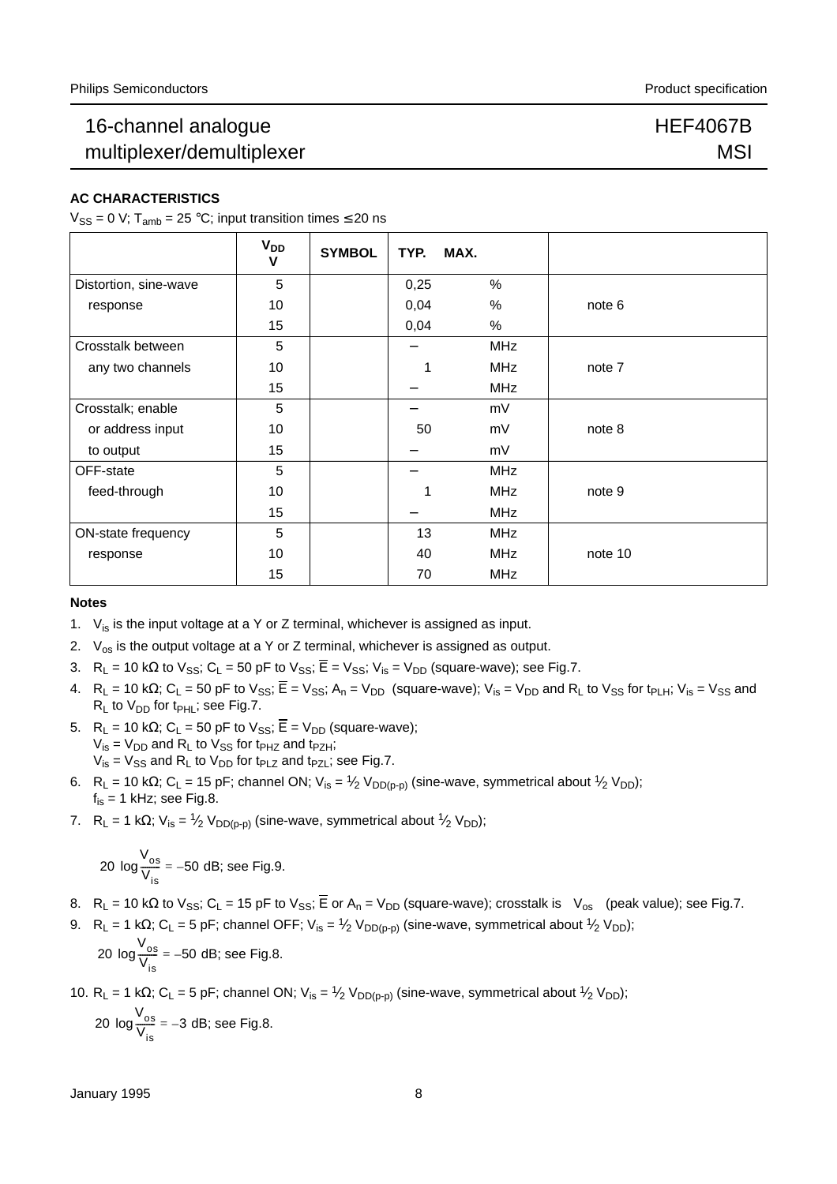# 16-channel analogue multiplexer/demultiplexer — HEF4067B MSI

### AC CHARACTERISTICS

$V_{SS}$ = 0 V; $T_{amb}$ = 25 °C; input transition times ≤ 20 ns

| | $V_{DD}$ V | SYMBOL | TYP. | MAX. | |
|---|---|---|---|---|---|
| Distortion, sine-wave response | 5 | | 0,25 | % | |
| | 10 | | 0,04 | % | note 6 |
| | 15 | | 0,04 | % | |
| Crosstalk between any two channels | 5 | | – | MHz | |
| | 10 | | 1 | MHz | note 7 |
| | 15 | | – | MHz | |
| Crosstalk; enable or address input to output | 5 | | – | mV | |
| | 10 | | 50 | mV | note 8 |
| | 15 | | – | mV | |
| OFF-state feed-through | 5 | | – | MHz | |
| | 10 | | 1 | MHz | note 9 |
| | 15 | | – | MHz | |
| ON-state frequency response | 5 | | 13 | MHz | |
| | 10 | | 40 | MHz | note 10 |
| | 15 | | 70 | MHz | |

#### Notes

1. $V_{is}$ is the input voltage at a Y or Z terminal, whichever is assigned as input.
2. $V_{os}$ is the output voltage at a Y or Z terminal, whichever is assigned as output.
3. $R_L$ = 10 kΩ to $V_{SS}$; $C_L$ = 50 pF to $V_{SS}$; $\overline{E}$ = $V_{SS}$; $V_{is}$ = $V_{DD}$ (square-wave); see Fig.7.
4. $R_L$ = 10 kΩ; $C_L$ = 50 pF to $V_{SS}$; $\overline{E}$ = $V_{SS}$; $A_n$ = $V_{DD}$ (square-wave); $V_{is}$ = $V_{DD}$ and $R_L$ to $V_{SS}$ for $t_{PLH}$; $V_{is}$ = $V_{SS}$ and $R_L$ to $V_{DD}$ for $t_{PHL}$; see Fig.7.
5. $R_L$ = 10 kΩ; $C_L$ = 50 pF to $V_{SS}$; $\overline{E}$ = $V_{DD}$ (square-wave);
   $V_{is}$ = $V_{DD}$ and $R_L$ to $V_{SS}$ for $t_{PHZ}$ and $t_{PZH}$;
   $V_{is}$ = $V_{SS}$ and $R_L$ to $V_{DD}$ for $t_{PLZ}$ and $t_{PZL}$; see Fig.7.
6. $R_L$ = 10 kΩ; $C_L$ = 15 pF; channel ON; $V_{is}$ = ½ $V_{DD(p\text{-}p)}$ (sine-wave, symmetrical about ½ $V_{DD}$);
   $f_{is}$ = 1 kHz; see Fig.8.
7. $R_L$ = 1 kΩ; $V_{is}$ = ½ $V_{DD(p\text{-}p)}$ (sine-wave, symmetrical about ½ $V_{DD}$);
   $$20\ \log\frac{V_{os}}{V_{is}} = -50\ \text{dB; see Fig.9.}$$
8. $R_L$ = 10 kΩ to $V_{SS}$; $C_L$ = 15 pF to $V_{SS}$; $\overline{E}$ or $A_n$ = $V_{DD}$ (square-wave); crosstalk is $|V_{os}|$ (peak value); see Fig.7.
9. $R_L$ = 1 kΩ; $C_L$ = 5 pF; channel OFF; $V_{is}$ = ½ $V_{DD(p\text{-}p)}$ (sine-wave, symmetrical about ½ $V_{DD}$);
   $$20\ \log\frac{V_{os}}{V_{is}} = -50\ \text{dB; see Fig.8.}$$
10. $R_L$ = 1 kΩ; $C_L$ = 5 pF; channel ON; $V_{is}$ = ½ $V_{DD(p\text{-}p)}$ (sine-wave, symmetrical about ½ $V_{DD}$);
    $$20\ \log\frac{V_{os}}{V_{is}} = -3\ \text{dB; see Fig.8.}$$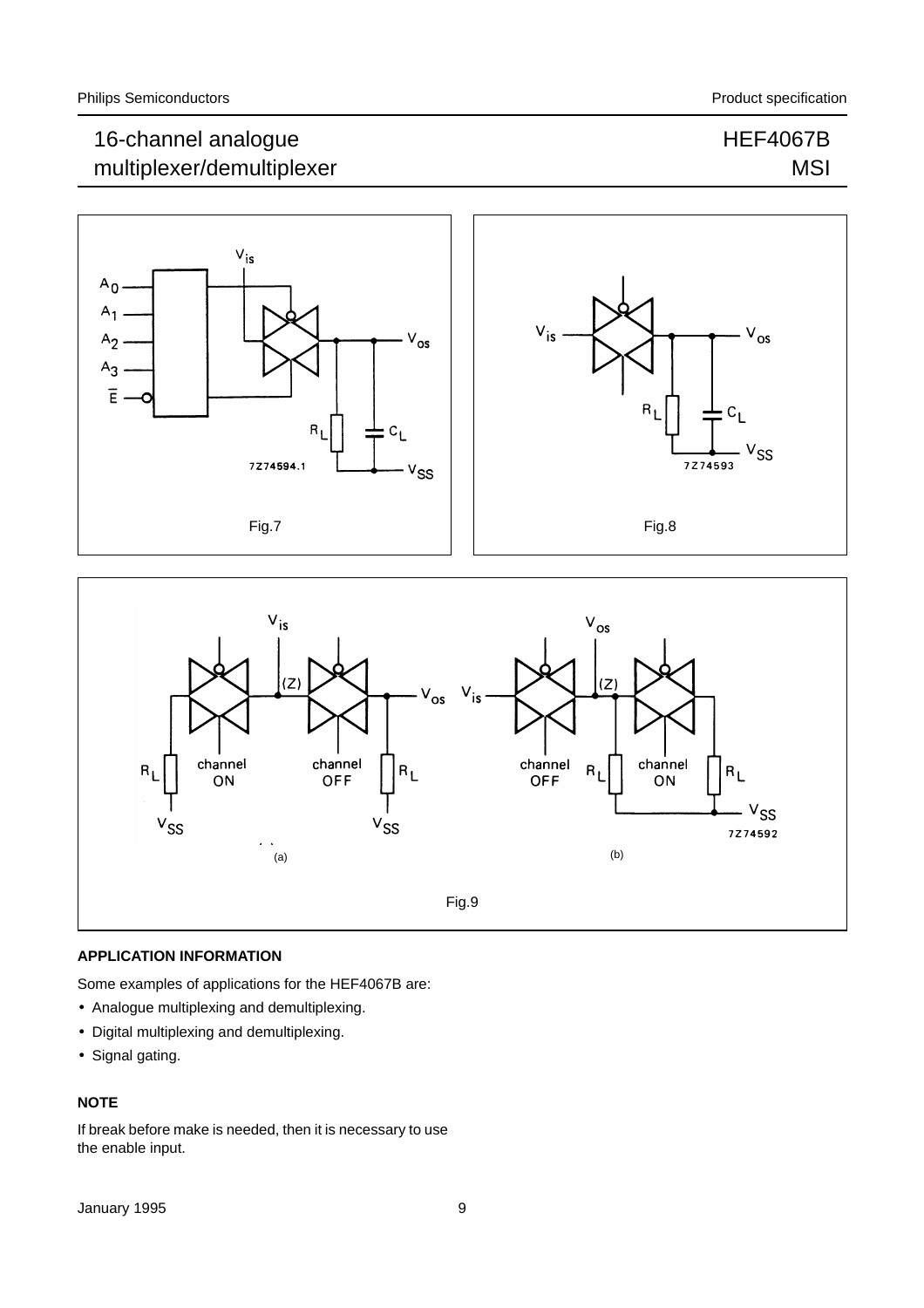Fig.7

Fig.8

(a)

(b)

Fig.9

## APPLICATION INFORMATION

Some examples of applications for the HEF4067B are:

- Analogue multiplexing and demultiplexing.
- Digital multiplexing and demultiplexing.
- Signal gating.

## NOTE

If break before make is needed, then it is necessary to use the enable input.